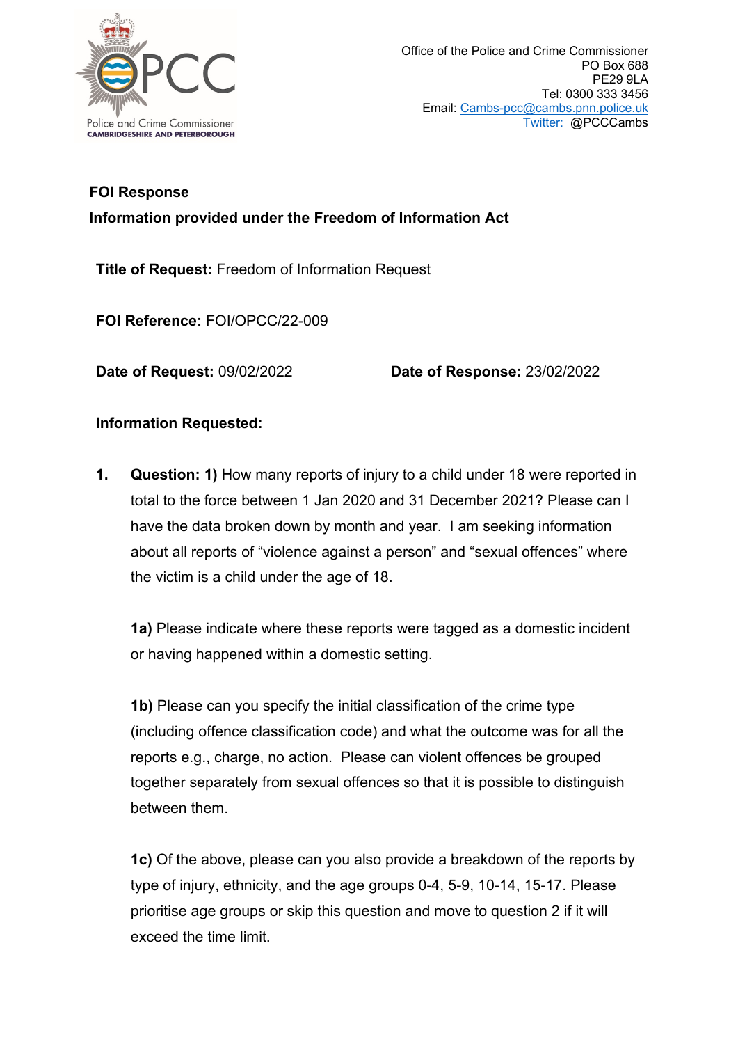Office of the Police and Crime Commissioner
PO Box 688
PE29 9LA
Tel: 0300 333 3456
Email: Cambs-pcc@cambs.pnn.police.uk
Twitter: @PCCCambs

Police and Crime Commissioner
CAMBRIDGESHIRE AND PETERBOROUGH

## FOI Response

## Information provided under the Freedom of Information Act

**Title of Request:** Freedom of Information Request

**FOI Reference:** FOI/OPCC/22-009

**Date of Request:** 09/02/2022 **Date of Response:** 23/02/2022

**Information Requested:**

1. **Question: 1)** How many reports of injury to a child under 18 were reported in total to the force between 1 Jan 2020 and 31 December 2021? Please can I have the data broken down by month and year. I am seeking information about all reports of "violence against a person" and "sexual offences" where the victim is a child under the age of 18.

   **1a)** Please indicate where these reports were tagged as a domestic incident or having happened within a domestic setting.

   **1b)** Please can you specify the initial classification of the crime type (including offence classification code) and what the outcome was for all the reports e.g., charge, no action. Please can violent offences be grouped together separately from sexual offences so that it is possible to distinguish between them.

   **1c)** Of the above, please can you also provide a breakdown of the reports by type of injury, ethnicity, and the age groups 0-4, 5-9, 10-14, 15-17. Please prioritise age groups or skip this question and move to question 2 if it will exceed the time limit.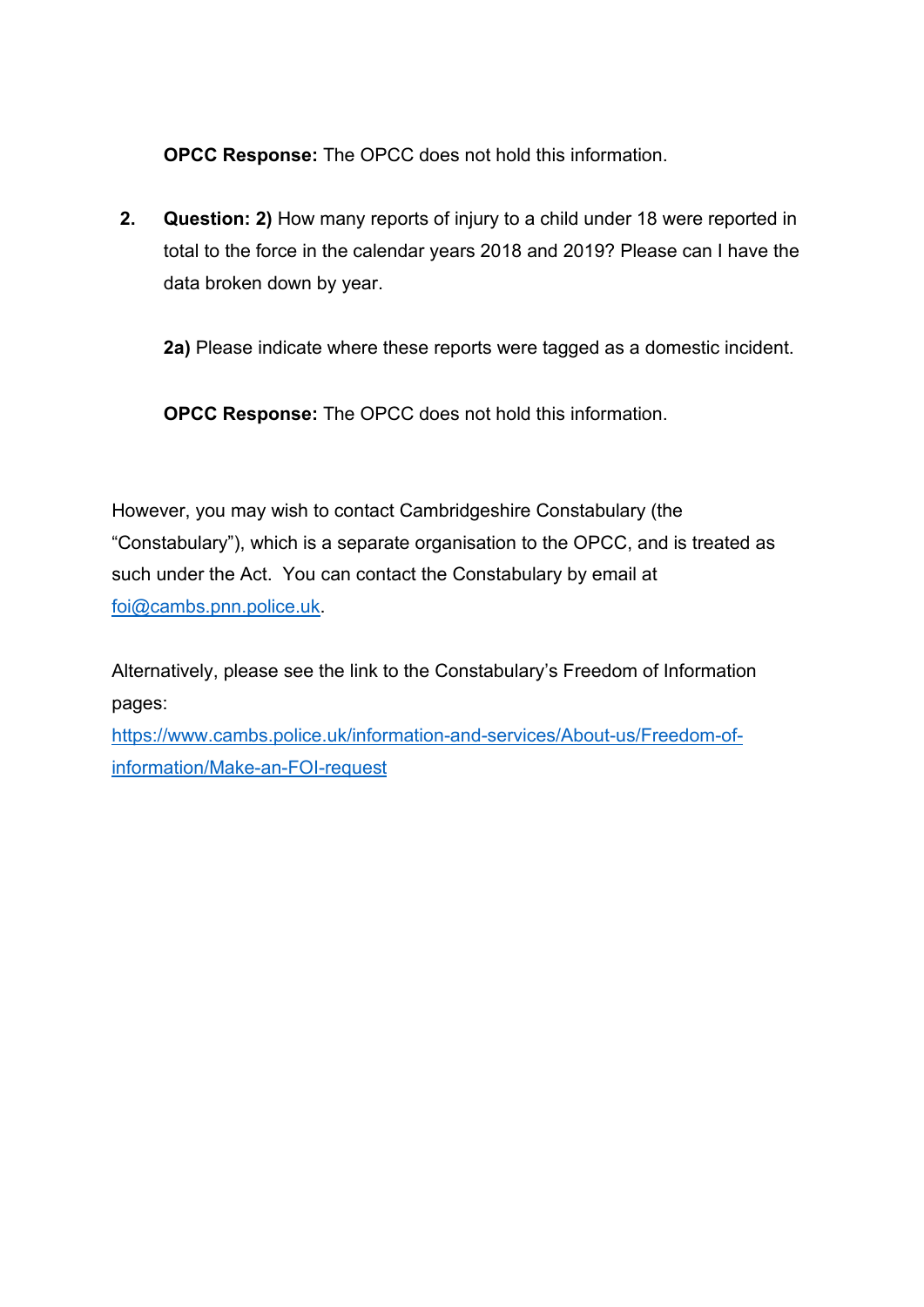**OPCC Response:** The OPCC does not hold this information.

2. **Question: 2)** How many reports of injury to a child under 18 were reported in total to the force in the calendar years 2018 and 2019? Please can I have the data broken down by year.

   **2a)** Please indicate where these reports were tagged as a domestic incident.

   **OPCC Response:** The OPCC does not hold this information.

However, you may wish to contact Cambridgeshire Constabulary (the "Constabulary"), which is a separate organisation to the OPCC, and is treated as such under the Act. You can contact the Constabulary by email at [foi@cambs.pnn.police.uk](mailto:foi@cambs.pnn.police.uk).

Alternatively, please see the link to the Constabulary's Freedom of Information pages:
[https://www.cambs.police.uk/information-and-services/About-us/Freedom-of-information/Make-an-FOI-request](https://www.cambs.police.uk/information-and-services/About-us/Freedom-of-information/Make-an-FOI-request)